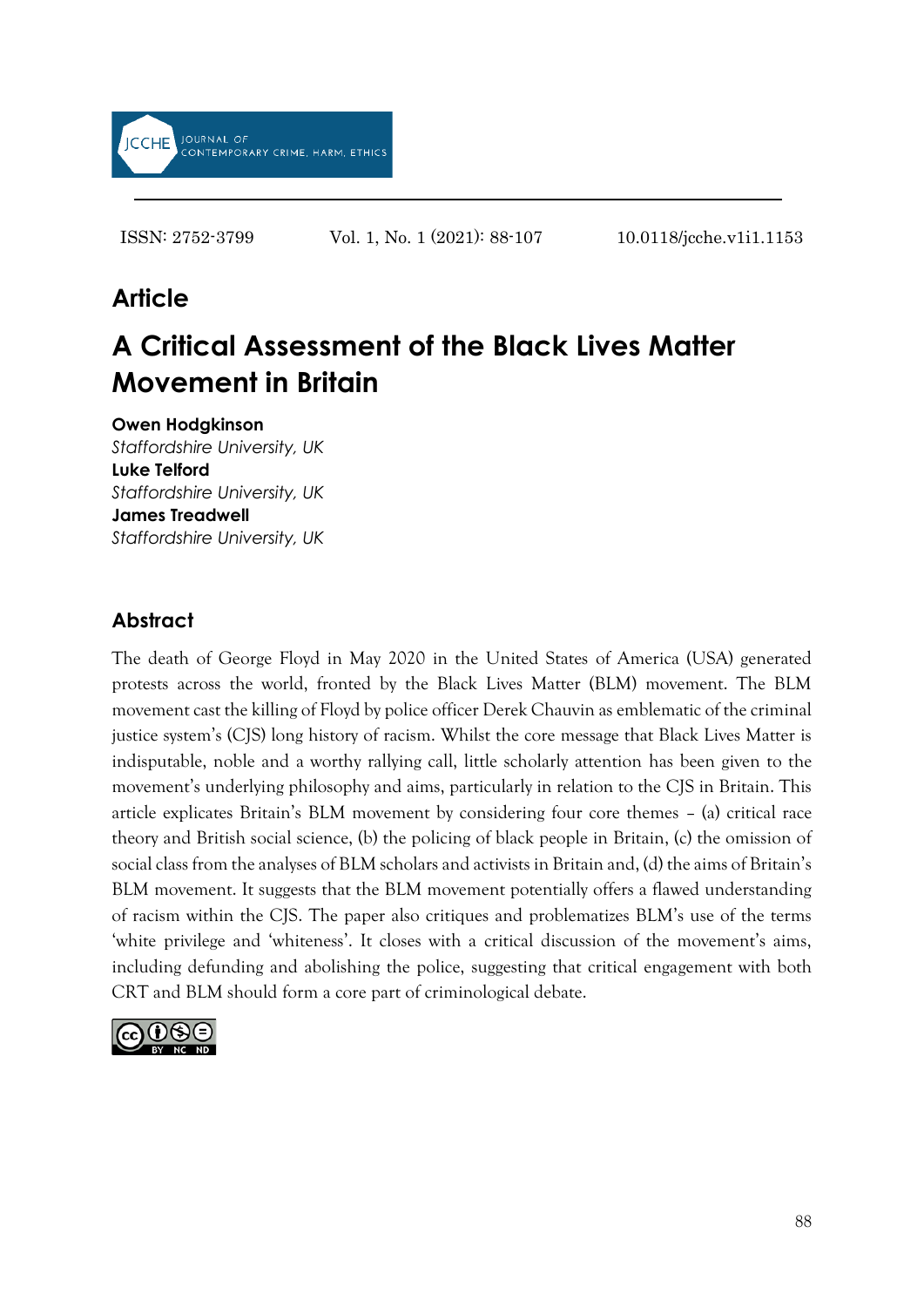ISSN: 2752-3799 Vol. 1, No. 1 (2021): 88-107 10.0118/jcche.v1i1.1153

## Article

# A Critical Assessment of the Black Lives Matter Movement in Britain

**Owen Hodgkinson**
*Staffordshire University, UK*
**Luke Telford**
*Staffordshire University, UK*
**James Treadwell**
*Staffordshire University, UK*

## Abstract

The death of George Floyd in May 2020 in the United States of America (USA) generated protests across the world, fronted by the Black Lives Matter (BLM) movement. The BLM movement cast the killing of Floyd by police officer Derek Chauvin as emblematic of the criminal justice system's (CJS) long history of racism. Whilst the core message that Black Lives Matter is indisputable, noble and a worthy rallying call, little scholarly attention has been given to the movement's underlying philosophy and aims, particularly in relation to the CJS in Britain. This article explicates Britain's BLM movement by considering four core themes – (a) critical race theory and British social science, (b) the policing of black people in Britain, (c) the omission of social class from the analyses of BLM scholars and activists in Britain and, (d) the aims of Britain's BLM movement. It suggests that the BLM movement potentially offers a flawed understanding of racism within the CJS. The paper also critiques and problematizes BLM's use of the terms 'white privilege and 'whiteness'. It closes with a critical discussion of the movement's aims, including defunding and abolishing the police, suggesting that critical engagement with both CRT and BLM should form a core part of criminological debate.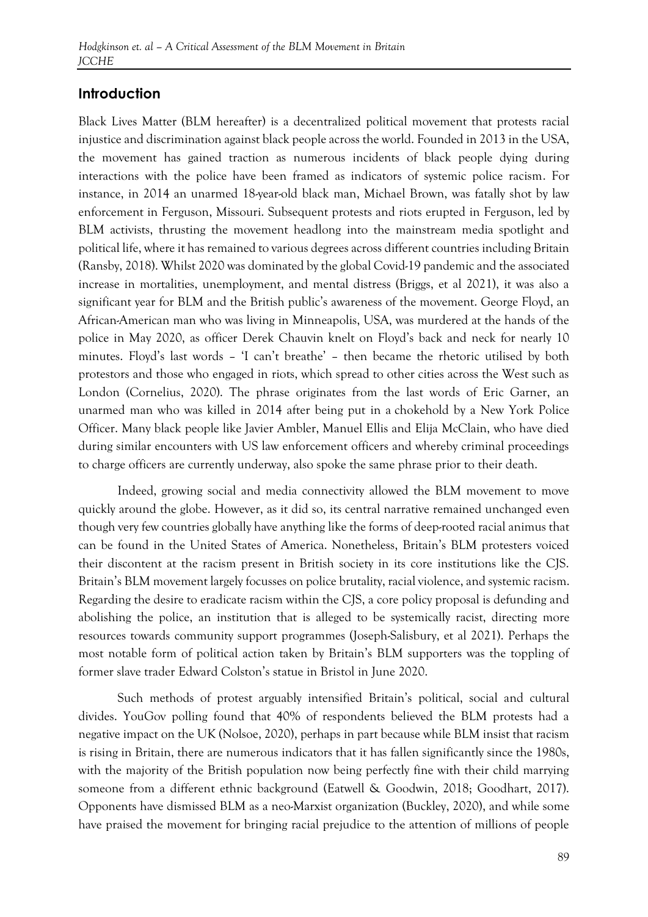## Introduction

Black Lives Matter (BLM hereafter) is a decentralized political movement that protests racial injustice and discrimination against black people across the world. Founded in 2013 in the USA, the movement has gained traction as numerous incidents of black people dying during interactions with the police have been framed as indicators of systemic police racism. For instance, in 2014 an unarmed 18-year-old black man, Michael Brown, was fatally shot by law enforcement in Ferguson, Missouri. Subsequent protests and riots erupted in Ferguson, led by BLM activists, thrusting the movement headlong into the mainstream media spotlight and political life, where it has remained to various degrees across different countries including Britain (Ransby, 2018). Whilst 2020 was dominated by the global Covid-19 pandemic and the associated increase in mortalities, unemployment, and mental distress (Briggs, et al 2021), it was also a significant year for BLM and the British public's awareness of the movement. George Floyd, an African-American man who was living in Minneapolis, USA, was murdered at the hands of the police in May 2020, as officer Derek Chauvin knelt on Floyd's back and neck for nearly 10 minutes. Floyd's last words – 'I can't breathe' – then became the rhetoric utilised by both protestors and those who engaged in riots, which spread to other cities across the West such as London (Cornelius, 2020). The phrase originates from the last words of Eric Garner, an unarmed man who was killed in 2014 after being put in a chokehold by a New York Police Officer. Many black people like Javier Ambler, Manuel Ellis and Elija McClain, who have died during similar encounters with US law enforcement officers and whereby criminal proceedings to charge officers are currently underway, also spoke the same phrase prior to their death.

Indeed, growing social and media connectivity allowed the BLM movement to move quickly around the globe. However, as it did so, its central narrative remained unchanged even though very few countries globally have anything like the forms of deep-rooted racial animus that can be found in the United States of America. Nonetheless, Britain's BLM protesters voiced their discontent at the racism present in British society in its core institutions like the CJS. Britain's BLM movement largely focusses on police brutality, racial violence, and systemic racism. Regarding the desire to eradicate racism within the CJS, a core policy proposal is defunding and abolishing the police, an institution that is alleged to be systemically racist, directing more resources towards community support programmes (Joseph-Salisbury, et al 2021). Perhaps the most notable form of political action taken by Britain's BLM supporters was the toppling of former slave trader Edward Colston's statue in Bristol in June 2020.

Such methods of protest arguably intensified Britain's political, social and cultural divides. YouGov polling found that 40% of respondents believed the BLM protests had a negative impact on the UK (Nolsoe, 2020), perhaps in part because while BLM insist that racism is rising in Britain, there are numerous indicators that it has fallen significantly since the 1980s, with the majority of the British population now being perfectly fine with their child marrying someone from a different ethnic background (Eatwell & Goodwin, 2018; Goodhart, 2017). Opponents have dismissed BLM as a neo-Marxist organization (Buckley, 2020), and while some have praised the movement for bringing racial prejudice to the attention of millions of people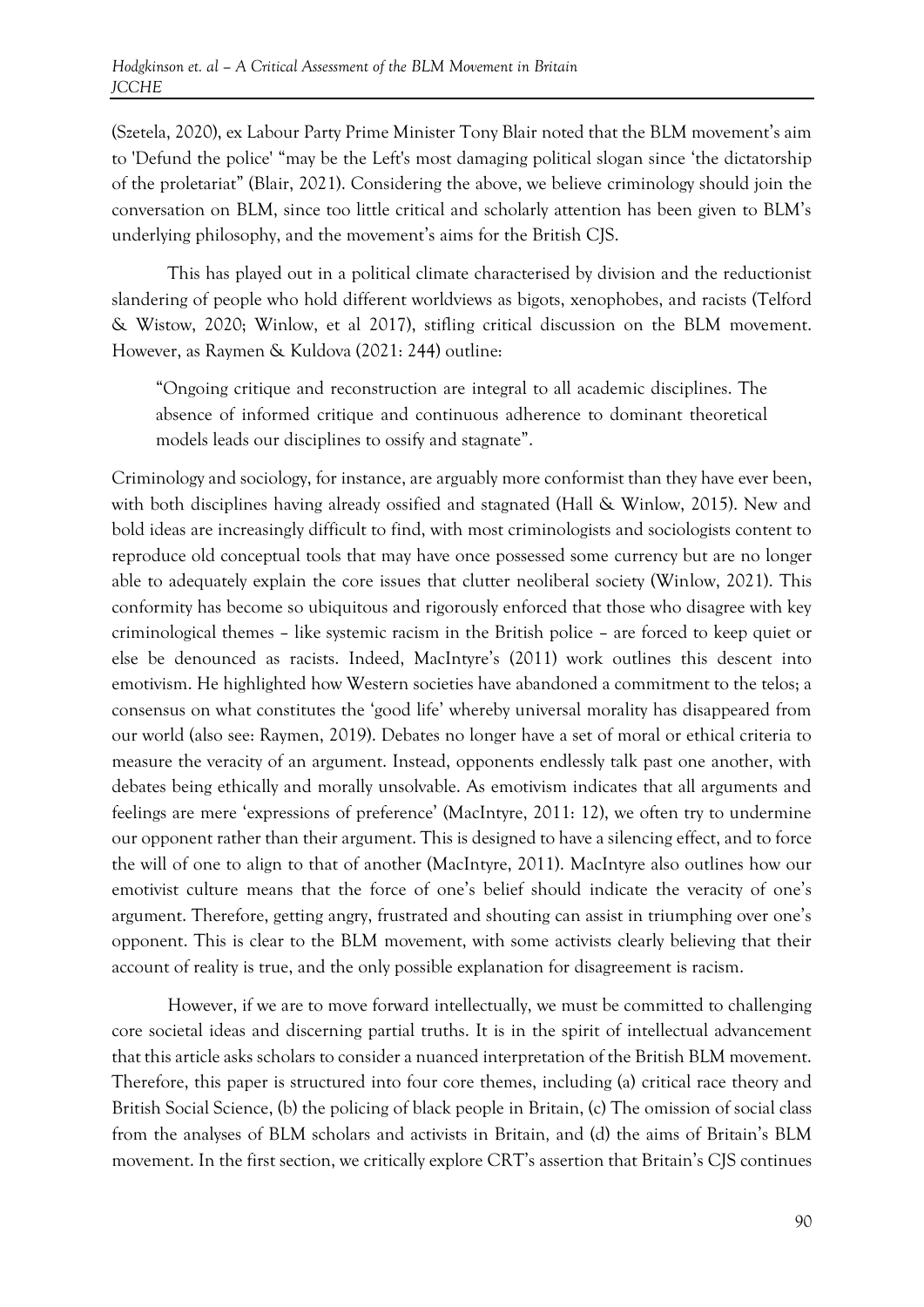(Szetela, 2020), ex Labour Party Prime Minister Tony Blair noted that the BLM movement's aim to 'Defund the police' "may be the Left's most damaging political slogan since 'the dictatorship of the proletariat" (Blair, 2021). Considering the above, we believe criminology should join the conversation on BLM, since too little critical and scholarly attention has been given to BLM's underlying philosophy, and the movement's aims for the British CJS.

This has played out in a political climate characterised by division and the reductionist slandering of people who hold different worldviews as bigots, xenophobes, and racists (Telford & Wistow, 2020; Winlow, et al 2017), stifling critical discussion on the BLM movement. However, as Raymen & Kuldova (2021: 244) outline:

> "Ongoing critique and reconstruction are integral to all academic disciplines. The absence of informed critique and continuous adherence to dominant theoretical models leads our disciplines to ossify and stagnate".

Criminology and sociology, for instance, are arguably more conformist than they have ever been, with both disciplines having already ossified and stagnated (Hall & Winlow, 2015). New and bold ideas are increasingly difficult to find, with most criminologists and sociologists content to reproduce old conceptual tools that may have once possessed some currency but are no longer able to adequately explain the core issues that clutter neoliberal society (Winlow, 2021). This conformity has become so ubiquitous and rigorously enforced that those who disagree with key criminological themes – like systemic racism in the British police – are forced to keep quiet or else be denounced as racists. Indeed, MacIntyre's (2011) work outlines this descent into emotivism. He highlighted how Western societies have abandoned a commitment to the telos; a consensus on what constitutes the 'good life' whereby universal morality has disappeared from our world (also see: Raymen, 2019). Debates no longer have a set of moral or ethical criteria to measure the veracity of an argument. Instead, opponents endlessly talk past one another, with debates being ethically and morally unsolvable. As emotivism indicates that all arguments and feelings are mere 'expressions of preference' (MacIntyre, 2011: 12), we often try to undermine our opponent rather than their argument. This is designed to have a silencing effect, and to force the will of one to align to that of another (MacIntyre, 2011). MacIntyre also outlines how our emotivist culture means that the force of one's belief should indicate the veracity of one's argument. Therefore, getting angry, frustrated and shouting can assist in triumphing over one's opponent. This is clear to the BLM movement, with some activists clearly believing that their account of reality is true, and the only possible explanation for disagreement is racism.

However, if we are to move forward intellectually, we must be committed to challenging core societal ideas and discerning partial truths. It is in the spirit of intellectual advancement that this article asks scholars to consider a nuanced interpretation of the British BLM movement. Therefore, this paper is structured into four core themes, including (a) critical race theory and British Social Science, (b) the policing of black people in Britain, (c) The omission of social class from the analyses of BLM scholars and activists in Britain, and (d) the aims of Britain's BLM movement. In the first section, we critically explore CRT's assertion that Britain's CJS continues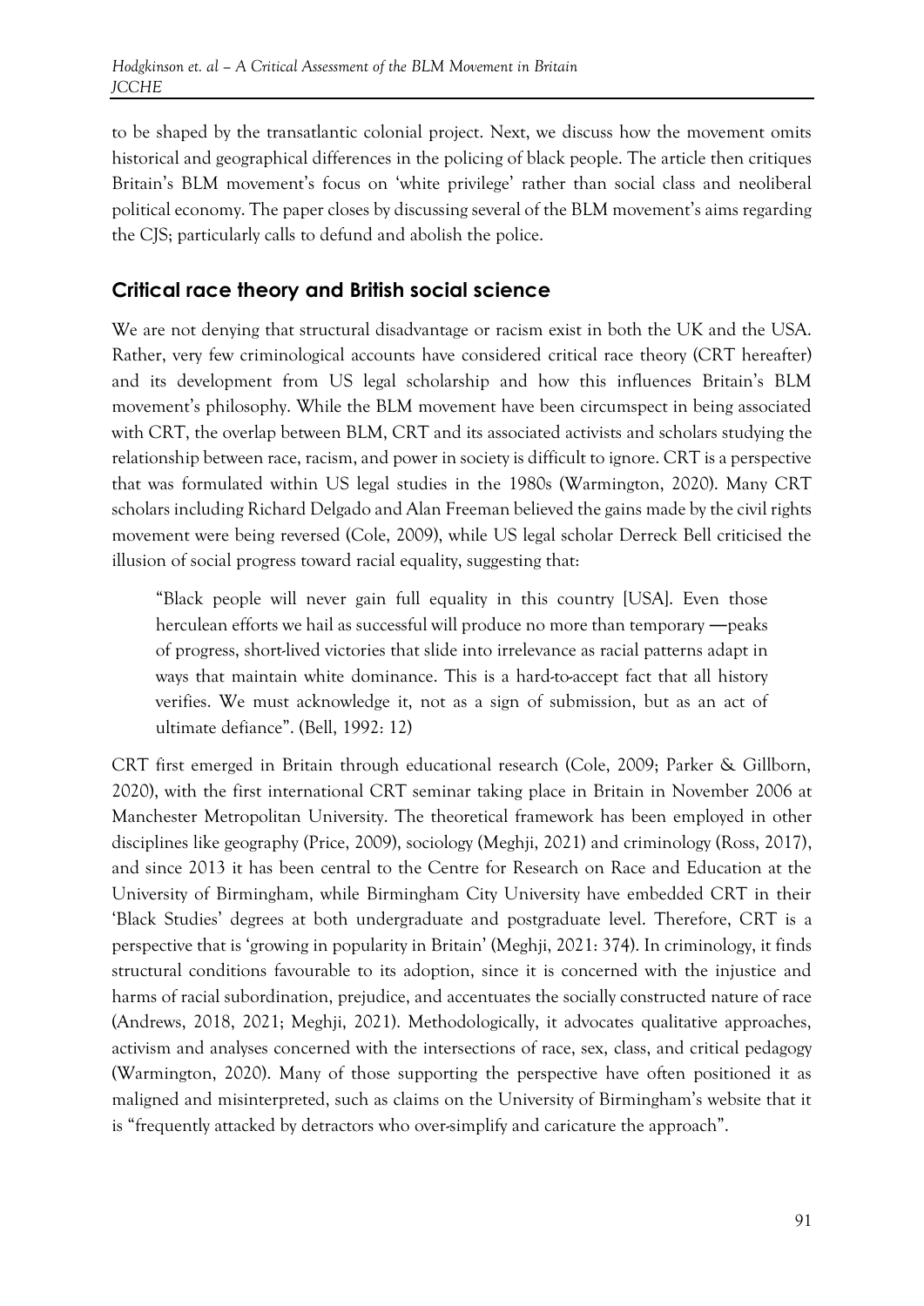to be shaped by the transatlantic colonial project. Next, we discuss how the movement omits historical and geographical differences in the policing of black people. The article then critiques Britain's BLM movement's focus on 'white privilege' rather than social class and neoliberal political economy. The paper closes by discussing several of the BLM movement's aims regarding the CJS; particularly calls to defund and abolish the police.

## Critical race theory and British social science

We are not denying that structural disadvantage or racism exist in both the UK and the USA. Rather, very few criminological accounts have considered critical race theory (CRT hereafter) and its development from US legal scholarship and how this influences Britain's BLM movement's philosophy. While the BLM movement have been circumspect in being associated with CRT, the overlap between BLM, CRT and its associated activists and scholars studying the relationship between race, racism, and power in society is difficult to ignore. CRT is a perspective that was formulated within US legal studies in the 1980s (Warmington, 2020). Many CRT scholars including Richard Delgado and Alan Freeman believed the gains made by the civil rights movement were being reversed (Cole, 2009), while US legal scholar Derreck Bell criticised the illusion of social progress toward racial equality, suggesting that:

> "Black people will never gain full equality in this country [USA]. Even those herculean efforts we hail as successful will produce no more than temporary —peaks of progress, short-lived victories that slide into irrelevance as racial patterns adapt in ways that maintain white dominance. This is a hard-to-accept fact that all history verifies. We must acknowledge it, not as a sign of submission, but as an act of ultimate defiance". (Bell, 1992: 12)

CRT first emerged in Britain through educational research (Cole, 2009; Parker & Gillborn, 2020), with the first international CRT seminar taking place in Britain in November 2006 at Manchester Metropolitan University. The theoretical framework has been employed in other disciplines like geography (Price, 2009), sociology (Meghji, 2021) and criminology (Ross, 2017), and since 2013 it has been central to the Centre for Research on Race and Education at the University of Birmingham, while Birmingham City University have embedded CRT in their 'Black Studies' degrees at both undergraduate and postgraduate level. Therefore, CRT is a perspective that is 'growing in popularity in Britain' (Meghji, 2021: 374). In criminology, it finds structural conditions favourable to its adoption, since it is concerned with the injustice and harms of racial subordination, prejudice, and accentuates the socially constructed nature of race (Andrews, 2018, 2021; Meghji, 2021). Methodologically, it advocates qualitative approaches, activism and analyses concerned with the intersections of race, sex, class, and critical pedagogy (Warmington, 2020). Many of those supporting the perspective have often positioned it as maligned and misinterpreted, such as claims on the University of Birmingham's website that it is "frequently attacked by detractors who over-simplify and caricature the approach".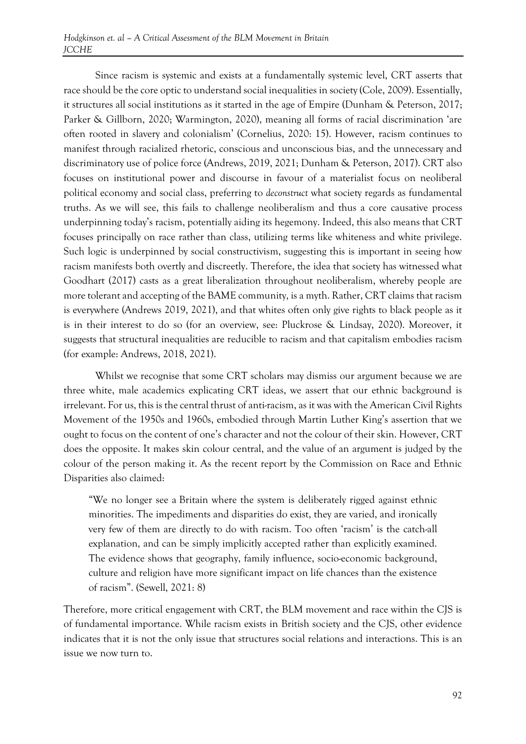Since racism is systemic and exists at a fundamentally systemic level, CRT asserts that race should be the core optic to understand social inequalities in society (Cole, 2009). Essentially, it structures all social institutions as it started in the age of Empire (Dunham & Peterson, 2017; Parker & Gillborn, 2020; Warmington, 2020), meaning all forms of racial discrimination 'are often rooted in slavery and colonialism' (Cornelius, 2020: 15). However, racism continues to manifest through racialized rhetoric, conscious and unconscious bias, and the unnecessary and discriminatory use of police force (Andrews, 2019, 2021; Dunham & Peterson, 2017). CRT also focuses on institutional power and discourse in favour of a materialist focus on neoliberal political economy and social class, preferring to *deconstruct* what society regards as fundamental truths. As we will see, this fails to challenge neoliberalism and thus a core causative process underpinning today's racism, potentially aiding its hegemony. Indeed, this also means that CRT focuses principally on race rather than class, utilizing terms like whiteness and white privilege. Such logic is underpinned by social constructivism, suggesting this is important in seeing how racism manifests both overtly and discreetly. Therefore, the idea that society has witnessed what Goodhart (2017) casts as a great liberalization throughout neoliberalism, whereby people are more tolerant and accepting of the BAME community, is a myth. Rather, CRT claims that racism is everywhere (Andrews 2019, 2021), and that whites often only give rights to black people as it is in their interest to do so (for an overview, see: Pluckrose & Lindsay, 2020). Moreover, it suggests that structural inequalities are reducible to racism and that capitalism embodies racism (for example: Andrews, 2018, 2021).

Whilst we recognise that some CRT scholars may dismiss our argument because we are three white, male academics explicating CRT ideas, we assert that our ethnic background is irrelevant. For us, this is the central thrust of anti-racism, as it was with the American Civil Rights Movement of the 1950s and 1960s, embodied through Martin Luther King's assertion that we ought to focus on the content of one's character and not the colour of their skin. However, CRT does the opposite. It makes skin colour central, and the value of an argument is judged by the colour of the person making it. As the recent report by the Commission on Race and Ethnic Disparities also claimed:

> "We no longer see a Britain where the system is deliberately rigged against ethnic minorities. The impediments and disparities do exist, they are varied, and ironically very few of them are directly to do with racism. Too often 'racism' is the catch-all explanation, and can be simply implicitly accepted rather than explicitly examined. The evidence shows that geography, family influence, socio-economic background, culture and religion have more significant impact on life chances than the existence of racism". (Sewell, 2021: 8)

Therefore, more critical engagement with CRT, the BLM movement and race within the CJS is of fundamental importance. While racism exists in British society and the CJS, other evidence indicates that it is not the only issue that structures social relations and interactions. This is an issue we now turn to.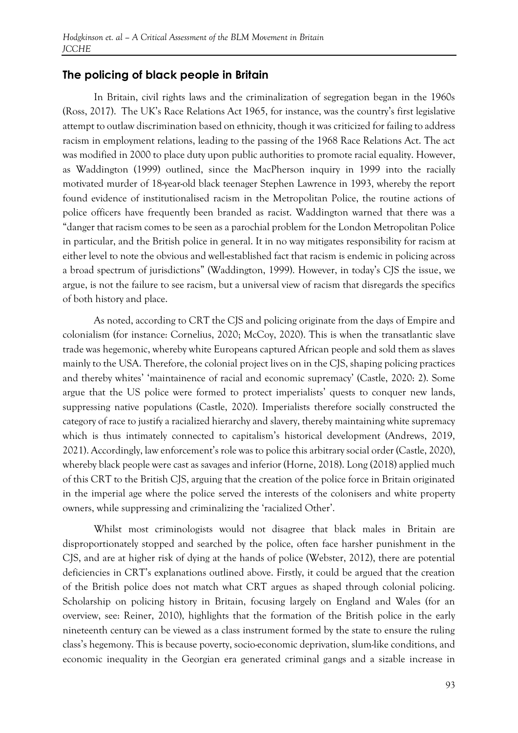## The policing of black people in Britain

In Britain, civil rights laws and the criminalization of segregation began in the 1960s (Ross, 2017). The UK's Race Relations Act 1965, for instance, was the country's first legislative attempt to outlaw discrimination based on ethnicity, though it was criticized for failing to address racism in employment relations, leading to the passing of the 1968 Race Relations Act. The act was modified in 2000 to place duty upon public authorities to promote racial equality. However, as Waddington (1999) outlined, since the MacPherson inquiry in 1999 into the racially motivated murder of 18-year-old black teenager Stephen Lawrence in 1993, whereby the report found evidence of institutionalised racism in the Metropolitan Police, the routine actions of police officers have frequently been branded as racist. Waddington warned that there was a "danger that racism comes to be seen as a parochial problem for the London Metropolitan Police in particular, and the British police in general. It in no way mitigates responsibility for racism at either level to note the obvious and well-established fact that racism is endemic in policing across a broad spectrum of jurisdictions" (Waddington, 1999). However, in today's CJS the issue, we argue, is not the failure to see racism, but a universal view of racism that disregards the specifics of both history and place.

As noted, according to CRT the CJS and policing originate from the days of Empire and colonialism (for instance: Cornelius, 2020; McCoy, 2020). This is when the transatlantic slave trade was hegemonic, whereby white Europeans captured African people and sold them as slaves mainly to the USA. Therefore, the colonial project lives on in the CJS, shaping policing practices and thereby whites' 'maintainence of racial and economic supremacy' (Castle, 2020: 2). Some argue that the US police were formed to protect imperialists' quests to conquer new lands, suppressing native populations (Castle, 2020). Imperialists therefore socially constructed the category of race to justify a racialized hierarchy and slavery, thereby maintaining white supremacy which is thus intimately connected to capitalism's historical development (Andrews, 2019, 2021). Accordingly, law enforcement's role was to police this arbitrary social order (Castle, 2020), whereby black people were cast as savages and inferior (Horne, 2018). Long (2018) applied much of this CRT to the British CJS, arguing that the creation of the police force in Britain originated in the imperial age where the police served the interests of the colonisers and white property owners, while suppressing and criminalizing the 'racialized Other'.

Whilst most criminologists would not disagree that black males in Britain are disproportionately stopped and searched by the police, often face harsher punishment in the CJS, and are at higher risk of dying at the hands of police (Webster, 2012), there are potential deficiencies in CRT's explanations outlined above. Firstly, it could be argued that the creation of the British police does not match what CRT argues as shaped through colonial policing. Scholarship on policing history in Britain, focusing largely on England and Wales (for an overview, see: Reiner, 2010), highlights that the formation of the British police in the early nineteenth century can be viewed as a class instrument formed by the state to ensure the ruling class's hegemony. This is because poverty, socio-economic deprivation, slum-like conditions, and economic inequality in the Georgian era generated criminal gangs and a sizable increase in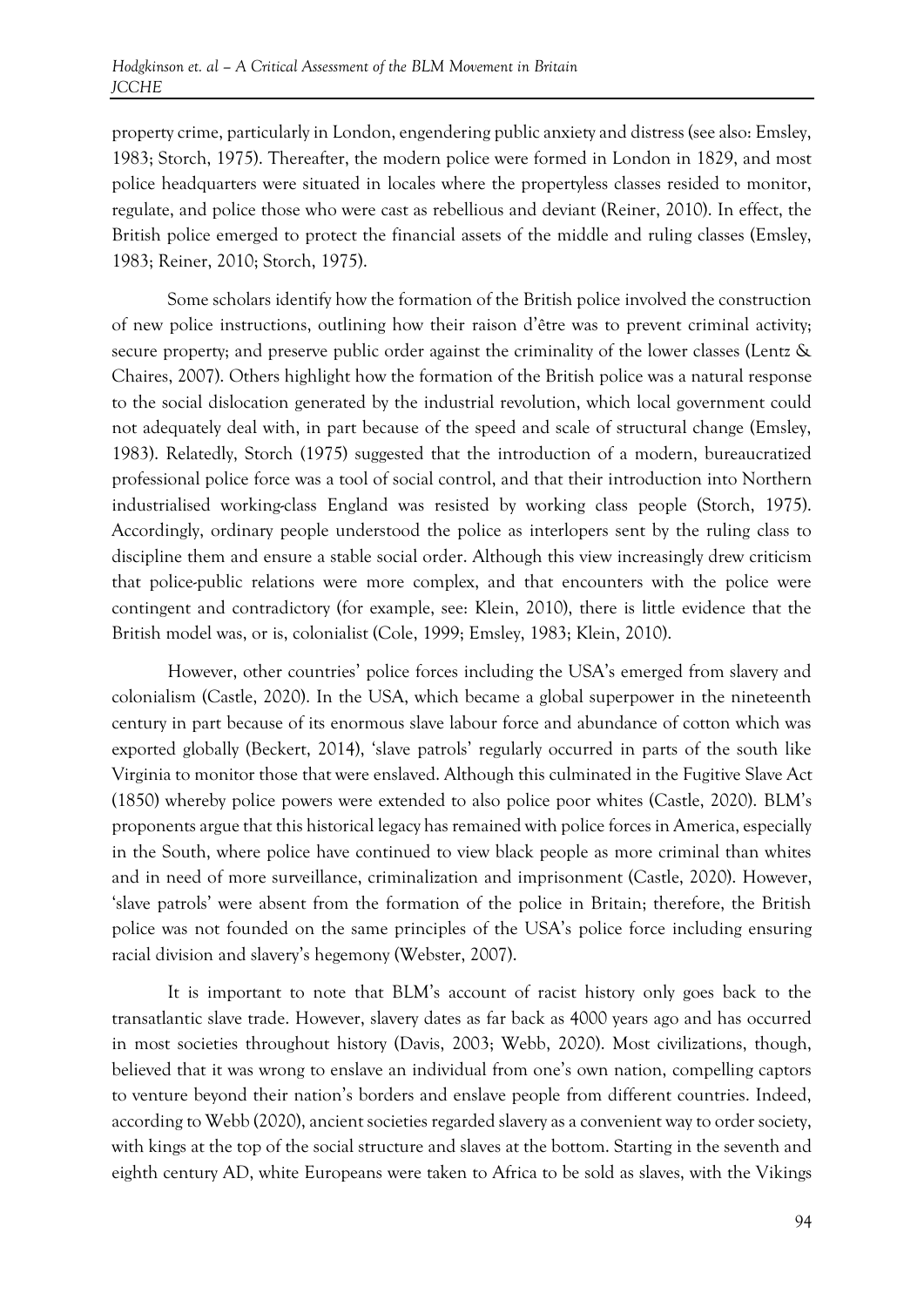property crime, particularly in London, engendering public anxiety and distress (see also: Emsley, 1983; Storch, 1975). Thereafter, the modern police were formed in London in 1829, and most police headquarters were situated in locales where the propertyless classes resided to monitor, regulate, and police those who were cast as rebellious and deviant (Reiner, 2010). In effect, the British police emerged to protect the financial assets of the middle and ruling classes (Emsley, 1983; Reiner, 2010; Storch, 1975).

Some scholars identify how the formation of the British police involved the construction of new police instructions, outlining how their raison d'être was to prevent criminal activity; secure property; and preserve public order against the criminality of the lower classes (Lentz & Chaires, 2007). Others highlight how the formation of the British police was a natural response to the social dislocation generated by the industrial revolution, which local government could not adequately deal with, in part because of the speed and scale of structural change (Emsley, 1983). Relatedly, Storch (1975) suggested that the introduction of a modern, bureaucratized professional police force was a tool of social control, and that their introduction into Northern industrialised working-class England was resisted by working class people (Storch, 1975). Accordingly, ordinary people understood the police as interlopers sent by the ruling class to discipline them and ensure a stable social order. Although this view increasingly drew criticism that police-public relations were more complex, and that encounters with the police were contingent and contradictory (for example, see: Klein, 2010), there is little evidence that the British model was, or is, colonialist (Cole, 1999; Emsley, 1983; Klein, 2010).

However, other countries' police forces including the USA's emerged from slavery and colonialism (Castle, 2020). In the USA, which became a global superpower in the nineteenth century in part because of its enormous slave labour force and abundance of cotton which was exported globally (Beckert, 2014), 'slave patrols' regularly occurred in parts of the south like Virginia to monitor those that were enslaved. Although this culminated in the Fugitive Slave Act (1850) whereby police powers were extended to also police poor whites (Castle, 2020). BLM's proponents argue that this historical legacy has remained with police forces in America, especially in the South, where police have continued to view black people as more criminal than whites and in need of more surveillance, criminalization and imprisonment (Castle, 2020). However, 'slave patrols' were absent from the formation of the police in Britain; therefore, the British police was not founded on the same principles of the USA's police force including ensuring racial division and slavery's hegemony (Webster, 2007).

It is important to note that BLM's account of racist history only goes back to the transatlantic slave trade. However, slavery dates as far back as 4000 years ago and has occurred in most societies throughout history (Davis, 2003; Webb, 2020). Most civilizations, though, believed that it was wrong to enslave an individual from one's own nation, compelling captors to venture beyond their nation's borders and enslave people from different countries. Indeed, according to Webb (2020), ancient societies regarded slavery as a convenient way to order society, with kings at the top of the social structure and slaves at the bottom. Starting in the seventh and eighth century AD, white Europeans were taken to Africa to be sold as slaves, with the Vikings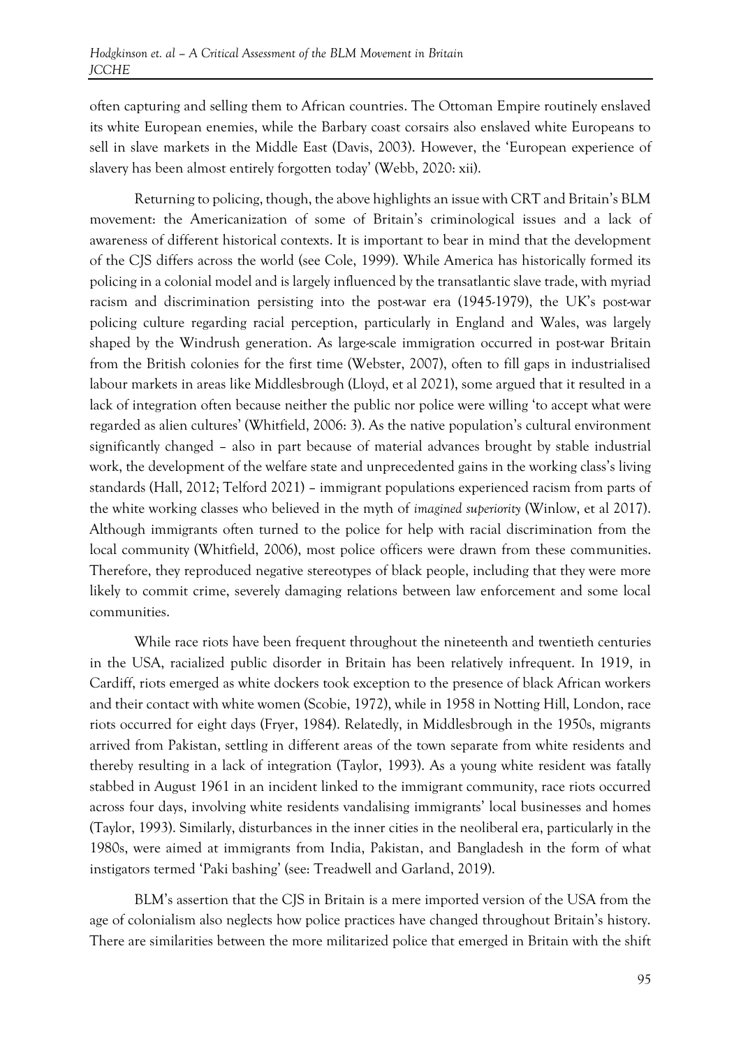often capturing and selling them to African countries. The Ottoman Empire routinely enslaved its white European enemies, while the Barbary coast corsairs also enslaved white Europeans to sell in slave markets in the Middle East (Davis, 2003). However, the 'European experience of slavery has been almost entirely forgotten today' (Webb, 2020: xii).

Returning to policing, though, the above highlights an issue with CRT and Britain's BLM movement: the Americanization of some of Britain's criminological issues and a lack of awareness of different historical contexts. It is important to bear in mind that the development of the CJS differs across the world (see Cole, 1999). While America has historically formed its policing in a colonial model and is largely influenced by the transatlantic slave trade, with myriad racism and discrimination persisting into the post-war era (1945-1979), the UK's post-war policing culture regarding racial perception, particularly in England and Wales, was largely shaped by the Windrush generation. As large-scale immigration occurred in post-war Britain from the British colonies for the first time (Webster, 2007), often to fill gaps in industrialised labour markets in areas like Middlesbrough (Lloyd, et al 2021), some argued that it resulted in a lack of integration often because neither the public nor police were willing 'to accept what were regarded as alien cultures' (Whitfield, 2006: 3). As the native population's cultural environment significantly changed – also in part because of material advances brought by stable industrial work, the development of the welfare state and unprecedented gains in the working class's living standards (Hall, 2012; Telford 2021) – immigrant populations experienced racism from parts of the white working classes who believed in the myth of *imagined superiority* (Winlow, et al 2017). Although immigrants often turned to the police for help with racial discrimination from the local community (Whitfield, 2006), most police officers were drawn from these communities. Therefore, they reproduced negative stereotypes of black people, including that they were more likely to commit crime, severely damaging relations between law enforcement and some local communities.

While race riots have been frequent throughout the nineteenth and twentieth centuries in the USA, racialized public disorder in Britain has been relatively infrequent. In 1919, in Cardiff, riots emerged as white dockers took exception to the presence of black African workers and their contact with white women (Scobie, 1972), while in 1958 in Notting Hill, London, race riots occurred for eight days (Fryer, 1984). Relatedly, in Middlesbrough in the 1950s, migrants arrived from Pakistan, settling in different areas of the town separate from white residents and thereby resulting in a lack of integration (Taylor, 1993). As a young white resident was fatally stabbed in August 1961 in an incident linked to the immigrant community, race riots occurred across four days, involving white residents vandalising immigrants' local businesses and homes (Taylor, 1993). Similarly, disturbances in the inner cities in the neoliberal era, particularly in the 1980s, were aimed at immigrants from India, Pakistan, and Bangladesh in the form of what instigators termed 'Paki bashing' (see: Treadwell and Garland, 2019).

BLM's assertion that the CJS in Britain is a mere imported version of the USA from the age of colonialism also neglects how police practices have changed throughout Britain's history. There are similarities between the more militarized police that emerged in Britain with the shift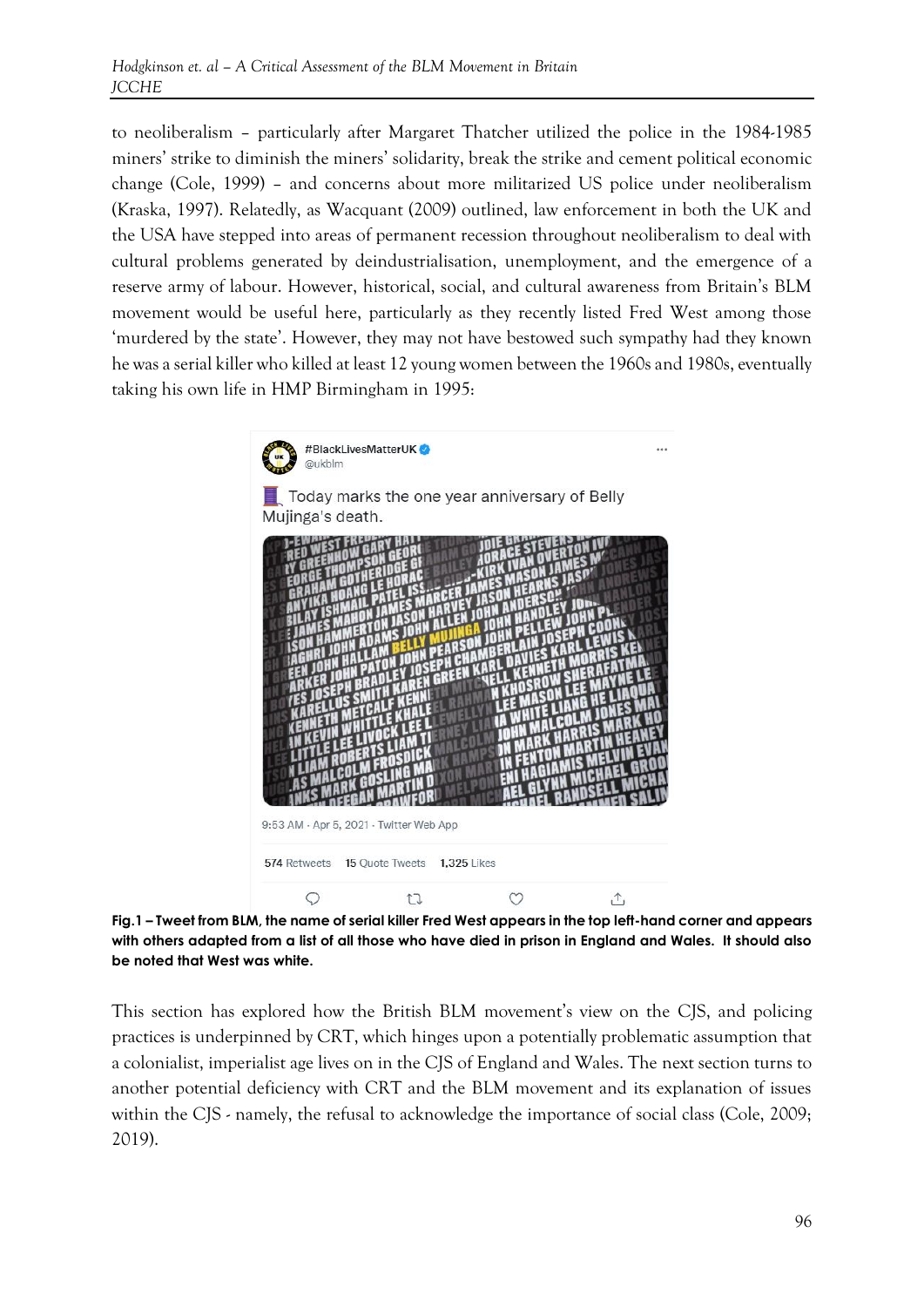to neoliberalism – particularly after Margaret Thatcher utilized the police in the 1984-1985 miners' strike to diminish the miners' solidarity, break the strike and cement political economic change (Cole, 1999) – and concerns about more militarized US police under neoliberalism (Kraska, 1997). Relatedly, as Wacquant (2009) outlined, law enforcement in both the UK and the USA have stepped into areas of permanent recession throughout neoliberalism to deal with cultural problems generated by deindustrialisation, unemployment, and the emergence of a reserve army of labour. However, historical, social, and cultural awareness from Britain's BLM movement would be useful here, particularly as they recently listed Fred West among those 'murdered by the state'. However, they may not have bestowed such sympathy had they known he was a serial killer who killed at least 12 young women between the 1960s and 1980s, eventually taking his own life in HMP Birmingham in 1995:

**Fig.1 – Tweet from BLM, the name of serial killer Fred West appears in the top left-hand corner and appears with others adapted from a list of all those who have died in prison in England and Wales. It should also be noted that West was white.**

This section has explored how the British BLM movement's view on the CJS, and policing practices is underpinned by CRT, which hinges upon a potentially problematic assumption that a colonialist, imperialist age lives on in the CJS of England and Wales. The next section turns to another potential deficiency with CRT and the BLM movement and its explanation of issues within the CJS - namely, the refusal to acknowledge the importance of social class (Cole, 2009; 2019).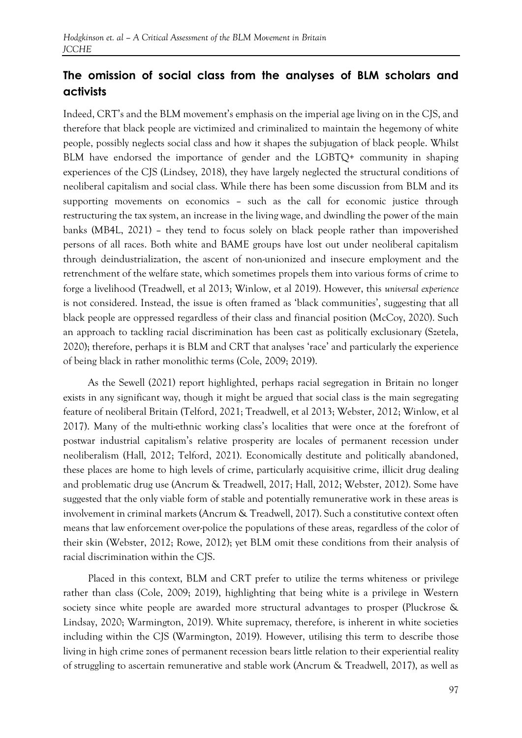## The omission of social class from the analyses of BLM scholars and activists

Indeed, CRT's and the BLM movement's emphasis on the imperial age living on in the CJS, and therefore that black people are victimized and criminalized to maintain the hegemony of white people, possibly neglects social class and how it shapes the subjugation of black people. Whilst BLM have endorsed the importance of gender and the LGBTQ+ community in shaping experiences of the CJS (Lindsey, 2018), they have largely neglected the structural conditions of neoliberal capitalism and social class. While there has been some discussion from BLM and its supporting movements on economics – such as the call for economic justice through restructuring the tax system, an increase in the living wage, and dwindling the power of the main banks (MB4L, 2021) – they tend to focus solely on black people rather than impoverished persons of all races. Both white and BAME groups have lost out under neoliberal capitalism through deindustrialization, the ascent of non-unionized and insecure employment and the retrenchment of the welfare state, which sometimes propels them into various forms of crime to forge a livelihood (Treadwell, et al 2013; Winlow, et al 2019). However, this *universal experience* is not considered. Instead, the issue is often framed as 'black communities', suggesting that all black people are oppressed regardless of their class and financial position (McCoy, 2020). Such an approach to tackling racial discrimination has been cast as politically exclusionary (Szetela, 2020); therefore, perhaps it is BLM and CRT that analyses 'race' and particularly the experience of being black in rather monolithic terms (Cole, 2009; 2019).

As the Sewell (2021) report highlighted, perhaps racial segregation in Britain no longer exists in any significant way, though it might be argued that social class is the main segregating feature of neoliberal Britain (Telford, 2021; Treadwell, et al 2013; Webster, 2012; Winlow, et al 2017). Many of the multi-ethnic working class's localities that were once at the forefront of postwar industrial capitalism's relative prosperity are locales of permanent recession under neoliberalism (Hall, 2012; Telford, 2021). Economically destitute and politically abandoned, these places are home to high levels of crime, particularly acquisitive crime, illicit drug dealing and problematic drug use (Ancrum & Treadwell, 2017; Hall, 2012; Webster, 2012). Some have suggested that the only viable form of stable and potentially remunerative work in these areas is involvement in criminal markets (Ancrum & Treadwell, 2017). Such a constitutive context often means that law enforcement over-police the populations of these areas, regardless of the color of their skin (Webster, 2012; Rowe, 2012); yet BLM omit these conditions from their analysis of racial discrimination within the CJS.

Placed in this context, BLM and CRT prefer to utilize the terms whiteness or privilege rather than class (Cole, 2009; 2019), highlighting that being white is a privilege in Western society since white people are awarded more structural advantages to prosper (Pluckrose & Lindsay, 2020; Warmington, 2019). White supremacy, therefore, is inherent in white societies including within the CJS (Warmington, 2019). However, utilising this term to describe those living in high crime zones of permanent recession bears little relation to their experiential reality of struggling to ascertain remunerative and stable work (Ancrum & Treadwell, 2017), as well as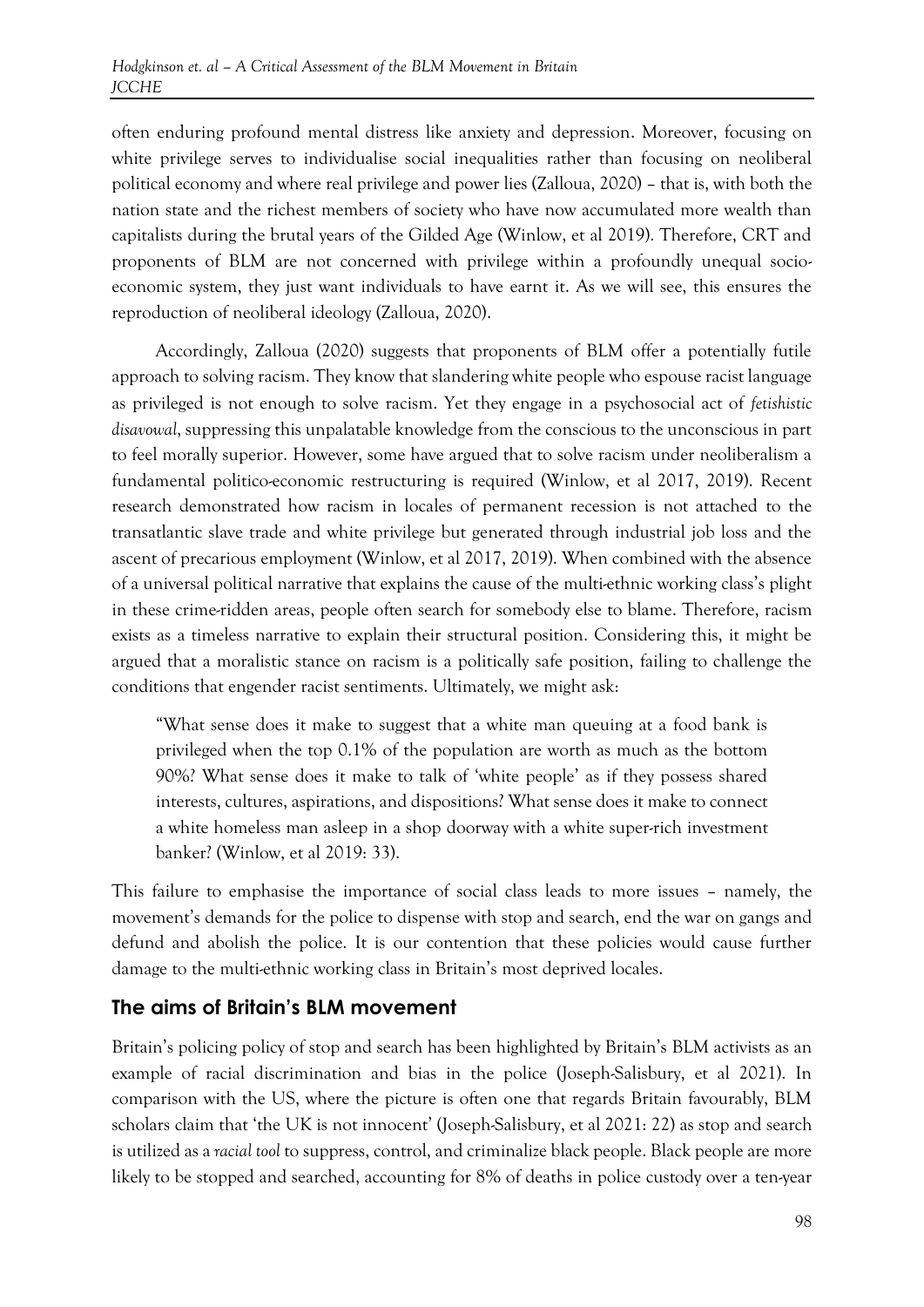often enduring profound mental distress like anxiety and depression. Moreover, focusing on white privilege serves to individualise social inequalities rather than focusing on neoliberal political economy and where real privilege and power lies (Zalloua, 2020) – that is, with both the nation state and the richest members of society who have now accumulated more wealth than capitalists during the brutal years of the Gilded Age (Winlow, et al 2019). Therefore, CRT and proponents of BLM are not concerned with privilege within a profoundly unequal socio-economic system, they just want individuals to have earnt it. As we will see, this ensures the reproduction of neoliberal ideology (Zalloua, 2020).

Accordingly, Zalloua (2020) suggests that proponents of BLM offer a potentially futile approach to solving racism. They know that slandering white people who espouse racist language as privileged is not enough to solve racism. Yet they engage in a psychosocial act of *fetishistic disavowal*, suppressing this unpalatable knowledge from the conscious to the unconscious in part to feel morally superior. However, some have argued that to solve racism under neoliberalism a fundamental politico-economic restructuring is required (Winlow, et al 2017, 2019). Recent research demonstrated how racism in locales of permanent recession is not attached to the transatlantic slave trade and white privilege but generated through industrial job loss and the ascent of precarious employment (Winlow, et al 2017, 2019). When combined with the absence of a universal political narrative that explains the cause of the multi-ethnic working class's plight in these crime-ridden areas, people often search for somebody else to blame. Therefore, racism exists as a timeless narrative to explain their structural position. Considering this, it might be argued that a moralistic stance on racism is a politically safe position, failing to challenge the conditions that engender racist sentiments. Ultimately, we might ask:

> "What sense does it make to suggest that a white man queuing at a food bank is privileged when the top 0.1% of the population are worth as much as the bottom 90%? What sense does it make to talk of 'white people' as if they possess shared interests, cultures, aspirations, and dispositions? What sense does it make to connect a white homeless man asleep in a shop doorway with a white super-rich investment banker? (Winlow, et al 2019: 33).

This failure to emphasise the importance of social class leads to more issues – namely, the movement's demands for the police to dispense with stop and search, end the war on gangs and defund and abolish the police. It is our contention that these policies would cause further damage to the multi-ethnic working class in Britain's most deprived locales.

## The aims of Britain's BLM movement

Britain's policing policy of stop and search has been highlighted by Britain's BLM activists as an example of racial discrimination and bias in the police (Joseph-Salisbury, et al 2021). In comparison with the US, where the picture is often one that regards Britain favourably, BLM scholars claim that 'the UK is not innocent' (Joseph-Salisbury, et al 2021: 22) as stop and search is utilized as a *racial tool* to suppress, control, and criminalize black people. Black people are more likely to be stopped and searched, accounting for 8% of deaths in police custody over a ten-year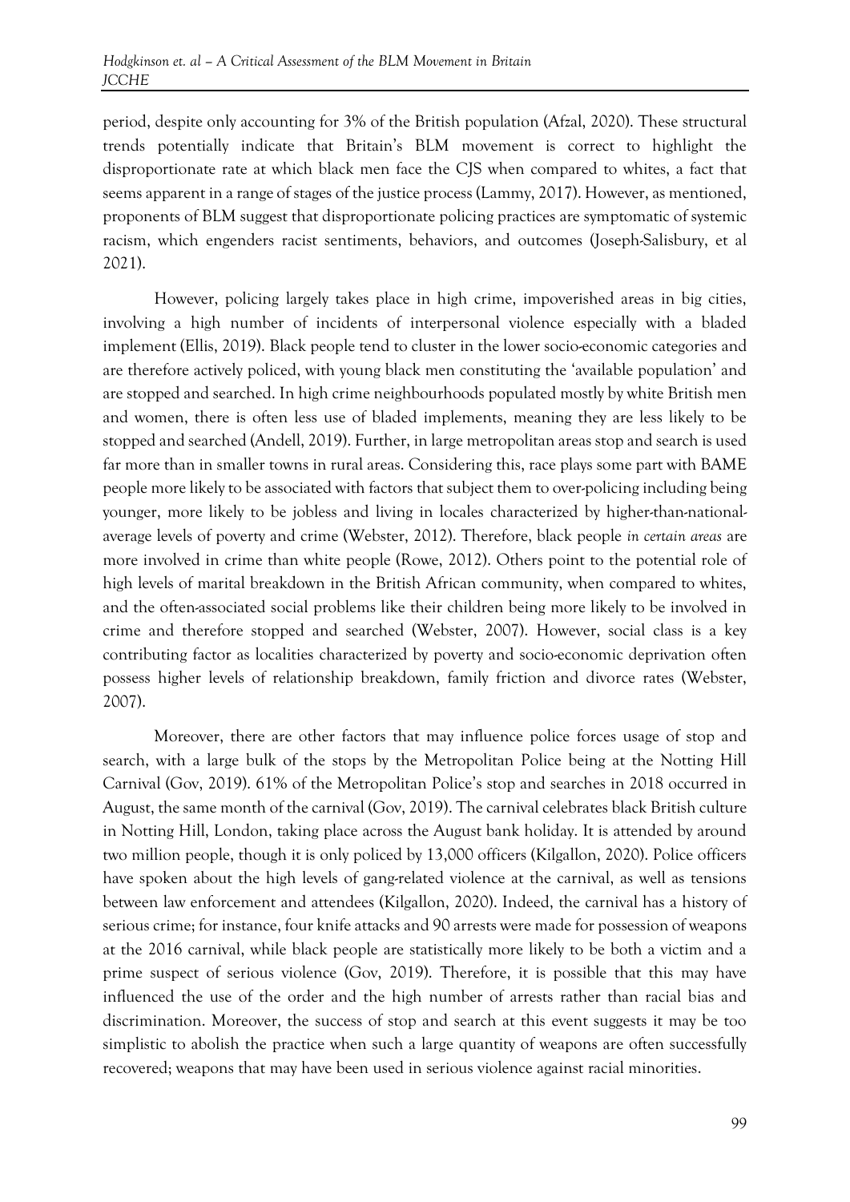period, despite only accounting for 3% of the British population (Afzal, 2020). These structural trends potentially indicate that Britain's BLM movement is correct to highlight the disproportionate rate at which black men face the CJS when compared to whites, a fact that seems apparent in a range of stages of the justice process (Lammy, 2017). However, as mentioned, proponents of BLM suggest that disproportionate policing practices are symptomatic of systemic racism, which engenders racist sentiments, behaviors, and outcomes (Joseph-Salisbury, et al 2021).

However, policing largely takes place in high crime, impoverished areas in big cities, involving a high number of incidents of interpersonal violence especially with a bladed implement (Ellis, 2019). Black people tend to cluster in the lower socio-economic categories and are therefore actively policed, with young black men constituting the 'available population' and are stopped and searched. In high crime neighbourhoods populated mostly by white British men and women, there is often less use of bladed implements, meaning they are less likely to be stopped and searched (Andell, 2019). Further, in large metropolitan areas stop and search is used far more than in smaller towns in rural areas. Considering this, race plays some part with BAME people more likely to be associated with factors that subject them to over-policing including being younger, more likely to be jobless and living in locales characterized by higher-than-national-average levels of poverty and crime (Webster, 2012). Therefore, black people *in certain areas* are more involved in crime than white people (Rowe, 2012). Others point to the potential role of high levels of marital breakdown in the British African community, when compared to whites, and the often-associated social problems like their children being more likely to be involved in crime and therefore stopped and searched (Webster, 2007). However, social class is a key contributing factor as localities characterized by poverty and socio-economic deprivation often possess higher levels of relationship breakdown, family friction and divorce rates (Webster, 2007).

Moreover, there are other factors that may influence police forces usage of stop and search, with a large bulk of the stops by the Metropolitan Police being at the Notting Hill Carnival (Gov, 2019). 61% of the Metropolitan Police's stop and searches in 2018 occurred in August, the same month of the carnival (Gov, 2019). The carnival celebrates black British culture in Notting Hill, London, taking place across the August bank holiday. It is attended by around two million people, though it is only policed by 13,000 officers (Kilgallon, 2020). Police officers have spoken about the high levels of gang-related violence at the carnival, as well as tensions between law enforcement and attendees (Kilgallon, 2020). Indeed, the carnival has a history of serious crime; for instance, four knife attacks and 90 arrests were made for possession of weapons at the 2016 carnival, while black people are statistically more likely to be both a victim and a prime suspect of serious violence (Gov, 2019). Therefore, it is possible that this may have influenced the use of the order and the high number of arrests rather than racial bias and discrimination. Moreover, the success of stop and search at this event suggests it may be too simplistic to abolish the practice when such a large quantity of weapons are often successfully recovered; weapons that may have been used in serious violence against racial minorities.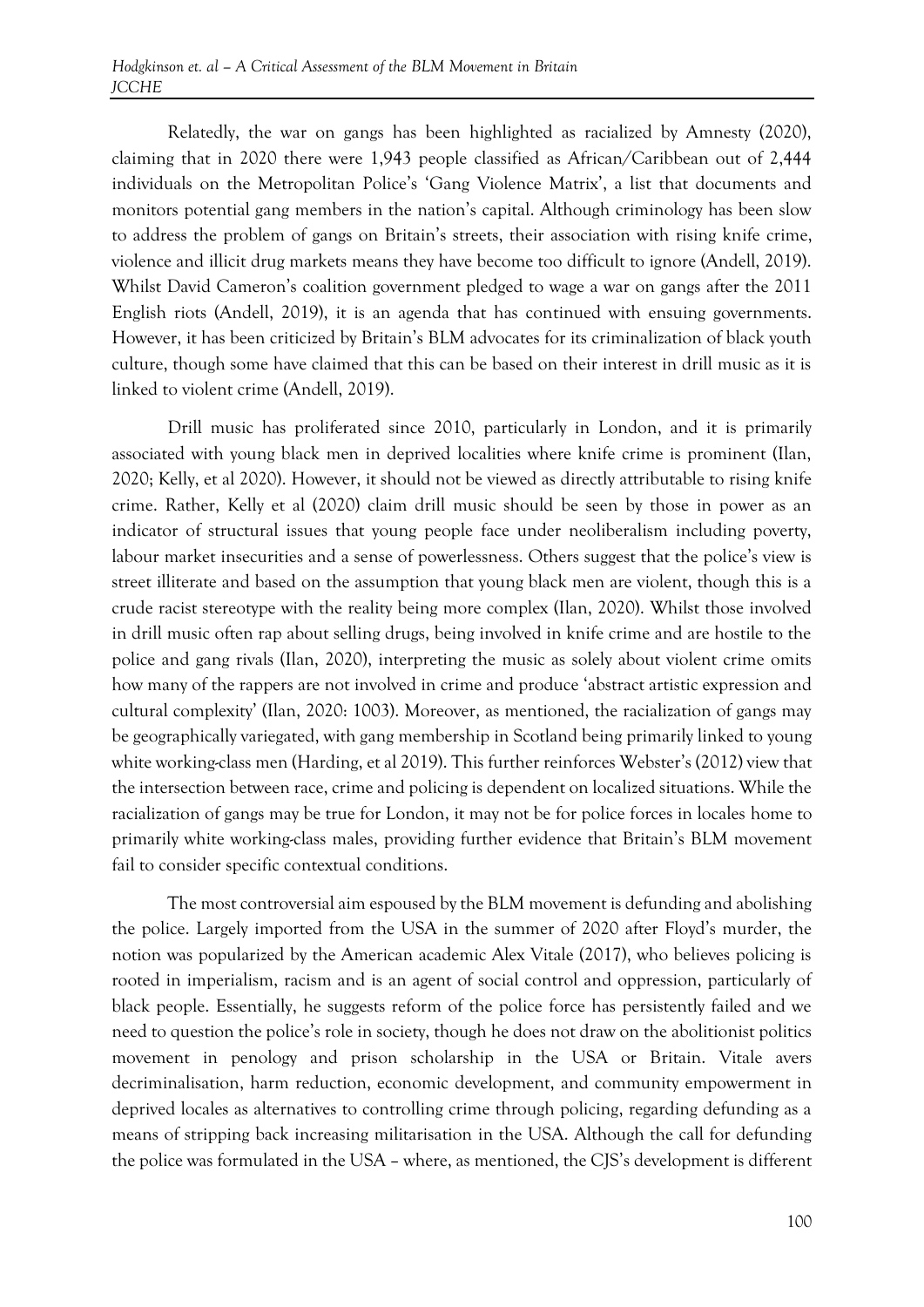Relatedly, the war on gangs has been highlighted as racialized by Amnesty (2020), claiming that in 2020 there were 1,943 people classified as African/Caribbean out of 2,444 individuals on the Metropolitan Police's 'Gang Violence Matrix', a list that documents and monitors potential gang members in the nation's capital. Although criminology has been slow to address the problem of gangs on Britain's streets, their association with rising knife crime, violence and illicit drug markets means they have become too difficult to ignore (Andell, 2019). Whilst David Cameron's coalition government pledged to wage a war on gangs after the 2011 English riots (Andell, 2019), it is an agenda that has continued with ensuing governments. However, it has been criticized by Britain's BLM advocates for its criminalization of black youth culture, though some have claimed that this can be based on their interest in drill music as it is linked to violent crime (Andell, 2019).

Drill music has proliferated since 2010, particularly in London, and it is primarily associated with young black men in deprived localities where knife crime is prominent (Ilan, 2020; Kelly, et al 2020). However, it should not be viewed as directly attributable to rising knife crime. Rather, Kelly et al (2020) claim drill music should be seen by those in power as an indicator of structural issues that young people face under neoliberalism including poverty, labour market insecurities and a sense of powerlessness. Others suggest that the police's view is street illiterate and based on the assumption that young black men are violent, though this is a crude racist stereotype with the reality being more complex (Ilan, 2020). Whilst those involved in drill music often rap about selling drugs, being involved in knife crime and are hostile to the police and gang rivals (Ilan, 2020), interpreting the music as solely about violent crime omits how many of the rappers are not involved in crime and produce 'abstract artistic expression and cultural complexity' (Ilan, 2020: 1003). Moreover, as mentioned, the racialization of gangs may be geographically variegated, with gang membership in Scotland being primarily linked to young white working-class men (Harding, et al 2019). This further reinforces Webster's (2012) view that the intersection between race, crime and policing is dependent on localized situations. While the racialization of gangs may be true for London, it may not be for police forces in locales home to primarily white working-class males, providing further evidence that Britain's BLM movement fail to consider specific contextual conditions.

The most controversial aim espoused by the BLM movement is defunding and abolishing the police. Largely imported from the USA in the summer of 2020 after Floyd's murder, the notion was popularized by the American academic Alex Vitale (2017), who believes policing is rooted in imperialism, racism and is an agent of social control and oppression, particularly of black people. Essentially, he suggests reform of the police force has persistently failed and we need to question the police's role in society, though he does not draw on the abolitionist politics movement in penology and prison scholarship in the USA or Britain. Vitale avers decriminalisation, harm reduction, economic development, and community empowerment in deprived locales as alternatives to controlling crime through policing, regarding defunding as a means of stripping back increasing militarisation in the USA. Although the call for defunding the police was formulated in the USA – where, as mentioned, the CJS's development is different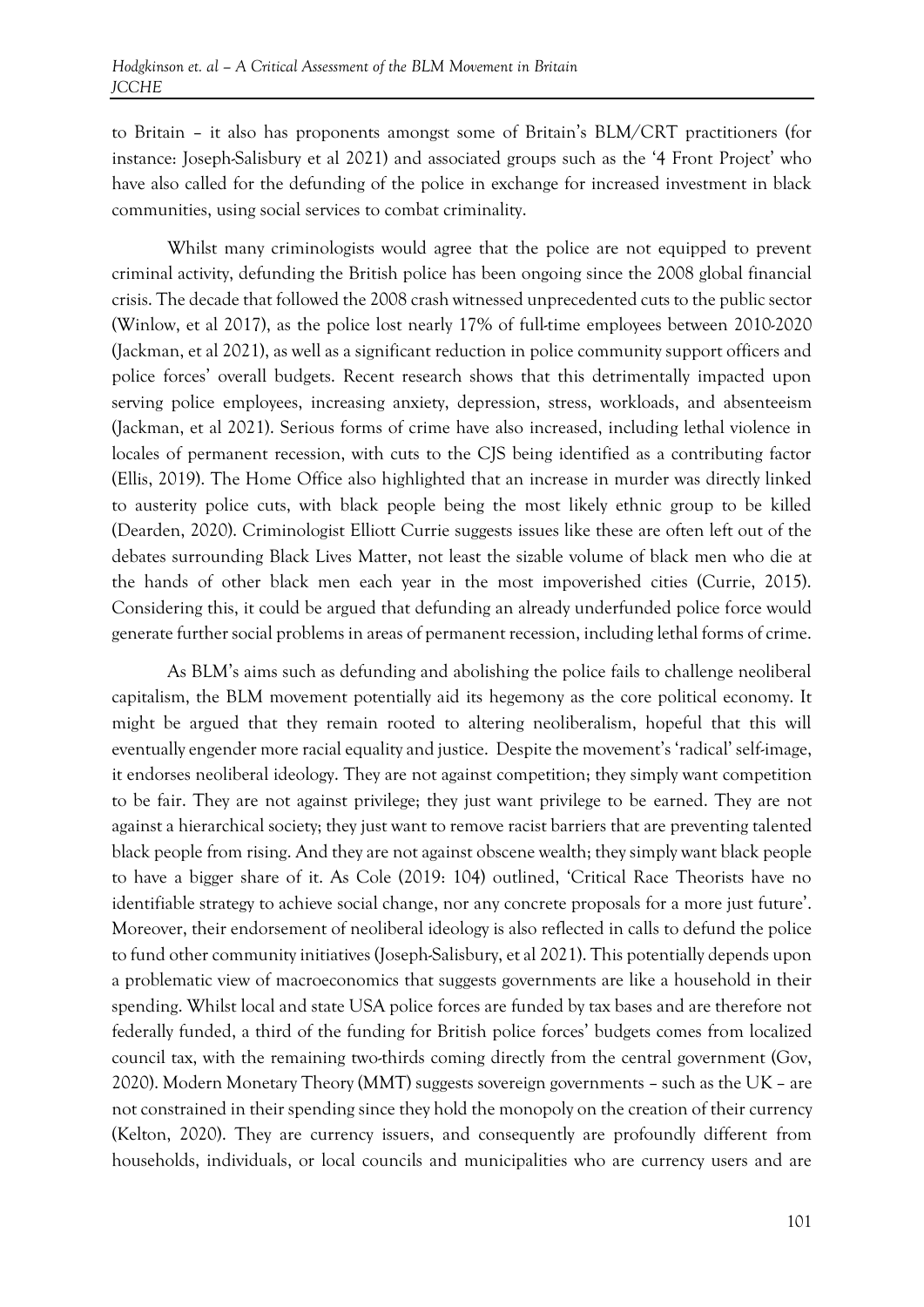to Britain – it also has proponents amongst some of Britain's BLM/CRT practitioners (for instance: Joseph-Salisbury et al 2021) and associated groups such as the '4 Front Project' who have also called for the defunding of the police in exchange for increased investment in black communities, using social services to combat criminality.

Whilst many criminologists would agree that the police are not equipped to prevent criminal activity, defunding the British police has been ongoing since the 2008 global financial crisis. The decade that followed the 2008 crash witnessed unprecedented cuts to the public sector (Winlow, et al 2017), as the police lost nearly 17% of full-time employees between 2010-2020 (Jackman, et al 2021), as well as a significant reduction in police community support officers and police forces' overall budgets. Recent research shows that this detrimentally impacted upon serving police employees, increasing anxiety, depression, stress, workloads, and absenteeism (Jackman, et al 2021). Serious forms of crime have also increased, including lethal violence in locales of permanent recession, with cuts to the CJS being identified as a contributing factor (Ellis, 2019). The Home Office also highlighted that an increase in murder was directly linked to austerity police cuts, with black people being the most likely ethnic group to be killed (Dearden, 2020). Criminologist Elliott Currie suggests issues like these are often left out of the debates surrounding Black Lives Matter, not least the sizable volume of black men who die at the hands of other black men each year in the most impoverished cities (Currie, 2015). Considering this, it could be argued that defunding an already underfunded police force would generate further social problems in areas of permanent recession, including lethal forms of crime.

As BLM's aims such as defunding and abolishing the police fails to challenge neoliberal capitalism, the BLM movement potentially aid its hegemony as the core political economy. It might be argued that they remain rooted to altering neoliberalism, hopeful that this will eventually engender more racial equality and justice. Despite the movement's 'radical' self-image, it endorses neoliberal ideology. They are not against competition; they simply want competition to be fair. They are not against privilege; they just want privilege to be earned. They are not against a hierarchical society; they just want to remove racist barriers that are preventing talented black people from rising. And they are not against obscene wealth; they simply want black people to have a bigger share of it. As Cole (2019: 104) outlined, 'Critical Race Theorists have no identifiable strategy to achieve social change, nor any concrete proposals for a more just future'. Moreover, their endorsement of neoliberal ideology is also reflected in calls to defund the police to fund other community initiatives (Joseph-Salisbury, et al 2021). This potentially depends upon a problematic view of macroeconomics that suggests governments are like a household in their spending. Whilst local and state USA police forces are funded by tax bases and are therefore not federally funded, a third of the funding for British police forces' budgets comes from localized council tax, with the remaining two-thirds coming directly from the central government (Gov, 2020). Modern Monetary Theory (MMT) suggests sovereign governments – such as the UK – are not constrained in their spending since they hold the monopoly on the creation of their currency (Kelton, 2020). They are currency issuers, and consequently are profoundly different from households, individuals, or local councils and municipalities who are currency users and are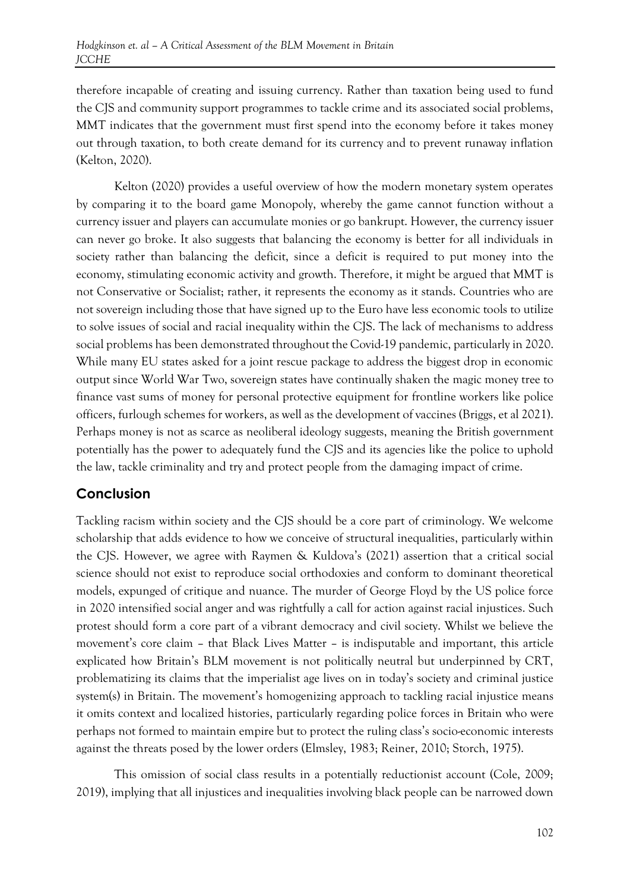therefore incapable of creating and issuing currency. Rather than taxation being used to fund the CJS and community support programmes to tackle crime and its associated social problems, MMT indicates that the government must first spend into the economy before it takes money out through taxation, to both create demand for its currency and to prevent runaway inflation (Kelton, 2020).

Kelton (2020) provides a useful overview of how the modern monetary system operates by comparing it to the board game Monopoly, whereby the game cannot function without a currency issuer and players can accumulate monies or go bankrupt. However, the currency issuer can never go broke. It also suggests that balancing the economy is better for all individuals in society rather than balancing the deficit, since a deficit is required to put money into the economy, stimulating economic activity and growth. Therefore, it might be argued that MMT is not Conservative or Socialist; rather, it represents the economy as it stands. Countries who are not sovereign including those that have signed up to the Euro have less economic tools to utilize to solve issues of social and racial inequality within the CJS. The lack of mechanisms to address social problems has been demonstrated throughout the Covid-19 pandemic, particularly in 2020. While many EU states asked for a joint rescue package to address the biggest drop in economic output since World War Two, sovereign states have continually shaken the magic money tree to finance vast sums of money for personal protective equipment for frontline workers like police officers, furlough schemes for workers, as well as the development of vaccines (Briggs, et al 2021). Perhaps money is not as scarce as neoliberal ideology suggests, meaning the British government potentially has the power to adequately fund the CJS and its agencies like the police to uphold the law, tackle criminality and try and protect people from the damaging impact of crime.

## Conclusion

Tackling racism within society and the CJS should be a core part of criminology. We welcome scholarship that adds evidence to how we conceive of structural inequalities, particularly within the CJS. However, we agree with Raymen & Kuldova's (2021) assertion that a critical social science should not exist to reproduce social orthodoxies and conform to dominant theoretical models, expunged of critique and nuance. The murder of George Floyd by the US police force in 2020 intensified social anger and was rightfully a call for action against racial injustices. Such protest should form a core part of a vibrant democracy and civil society. Whilst we believe the movement's core claim – that Black Lives Matter – is indisputable and important, this article explicated how Britain's BLM movement is not politically neutral but underpinned by CRT, problematizing its claims that the imperialist age lives on in today's society and criminal justice system(s) in Britain. The movement's homogenizing approach to tackling racial injustice means it omits context and localized histories, particularly regarding police forces in Britain who were perhaps not formed to maintain empire but to protect the ruling class's socio-economic interests against the threats posed by the lower orders (Elmsley, 1983; Reiner, 2010; Storch, 1975).

This omission of social class results in a potentially reductionist account (Cole, 2009; 2019), implying that all injustices and inequalities involving black people can be narrowed down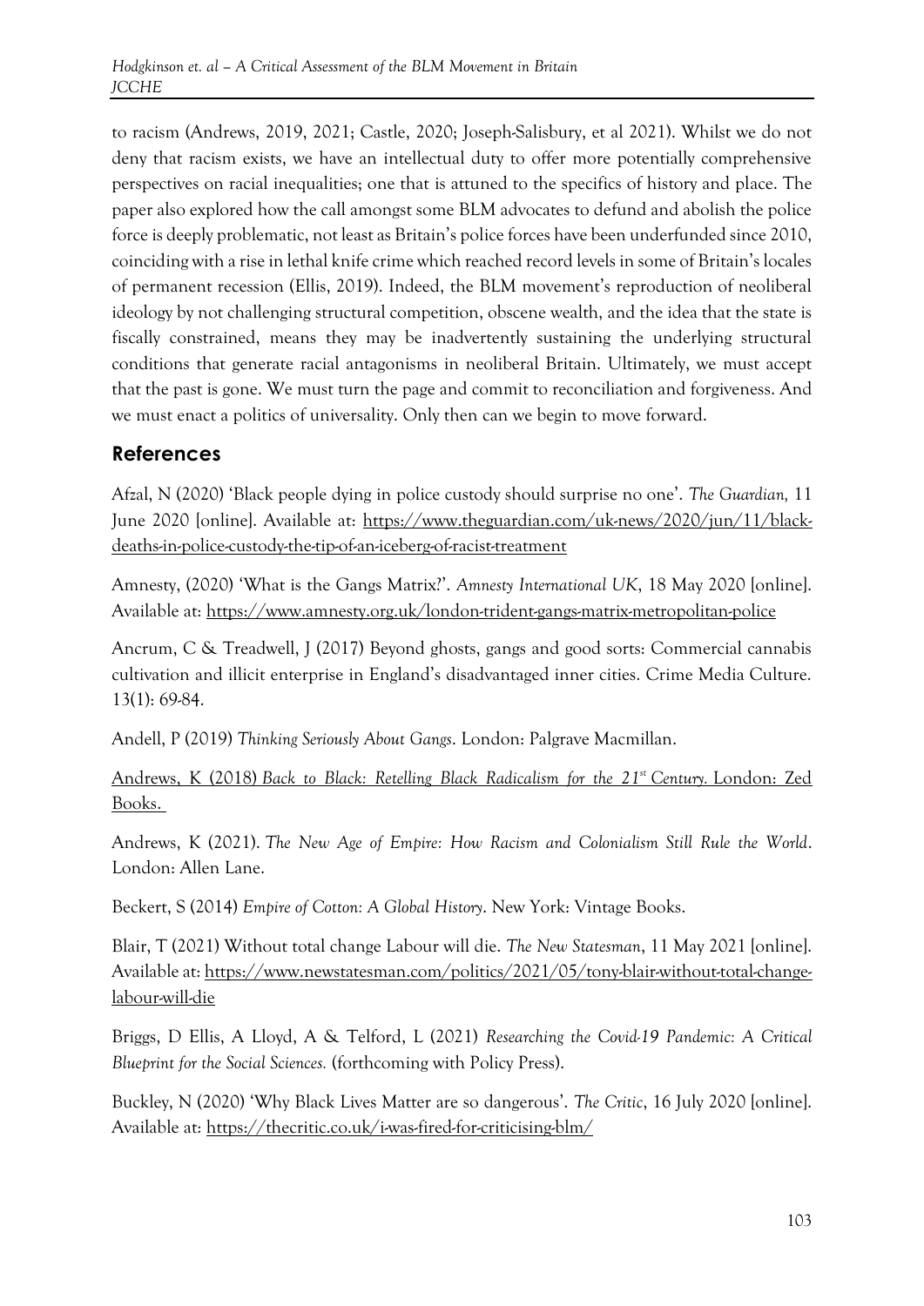to racism (Andrews, 2019, 2021; Castle, 2020; Joseph-Salisbury, et al 2021). Whilst we do not deny that racism exists, we have an intellectual duty to offer more potentially comprehensive perspectives on racial inequalities; one that is attuned to the specifics of history and place. The paper also explored how the call amongst some BLM advocates to defund and abolish the police force is deeply problematic, not least as Britain's police forces have been underfunded since 2010, coinciding with a rise in lethal knife crime which reached record levels in some of Britain's locales of permanent recession (Ellis, 2019). Indeed, the BLM movement's reproduction of neoliberal ideology by not challenging structural competition, obscene wealth, and the idea that the state is fiscally constrained, means they may be inadvertently sustaining the underlying structural conditions that generate racial antagonisms in neoliberal Britain. Ultimately, we must accept that the past is gone. We must turn the page and commit to reconciliation and forgiveness. And we must enact a politics of universality. Only then can we begin to move forward.

## References

Afzal, N (2020) 'Black people dying in police custody should surprise no one'. *The Guardian,* 11 June 2020 [online]. Available at: https://www.theguardian.com/uk-news/2020/jun/11/black-deaths-in-police-custody-the-tip-of-an-iceberg-of-racist-treatment

Amnesty, (2020) 'What is the Gangs Matrix?'. *Amnesty International UK*, 18 May 2020 [online]. Available at: https://www.amnesty.org.uk/london-trident-gangs-matrix-metropolitan-police

Ancrum, C & Treadwell, J (2017) Beyond ghosts, gangs and good sorts: Commercial cannabis cultivation and illicit enterprise in England's disadvantaged inner cities. Crime Media Culture. 13(1): 69-84.

Andell, P (2019) *Thinking Seriously About Gangs*. London: Palgrave Macmillan.

Andrews, K (2018) *Back to Black: Retelling Black Radicalism for the 21st Century.* London: Zed Books.

Andrews, K (2021). *The New Age of Empire: How Racism and Colonialism Still Rule the World*. London: Allen Lane.

Beckert, S (2014) *Empire of Cotton: A Global History*. New York: Vintage Books.

Blair, T (2021) Without total change Labour will die. *The New Statesman*, 11 May 2021 [online]. Available at: https://www.newstatesman.com/politics/2021/05/tony-blair-without-total-change-labour-will-die

Briggs, D Ellis, A Lloyd, A & Telford, L (2021) *Researching the Covid-19 Pandemic: A Critical Blueprint for the Social Sciences.* (forthcoming with Policy Press).

Buckley, N (2020) 'Why Black Lives Matter are so dangerous'. *The Critic*, 16 July 2020 [online]. Available at: https://thecritic.co.uk/i-was-fired-for-criticising-blm/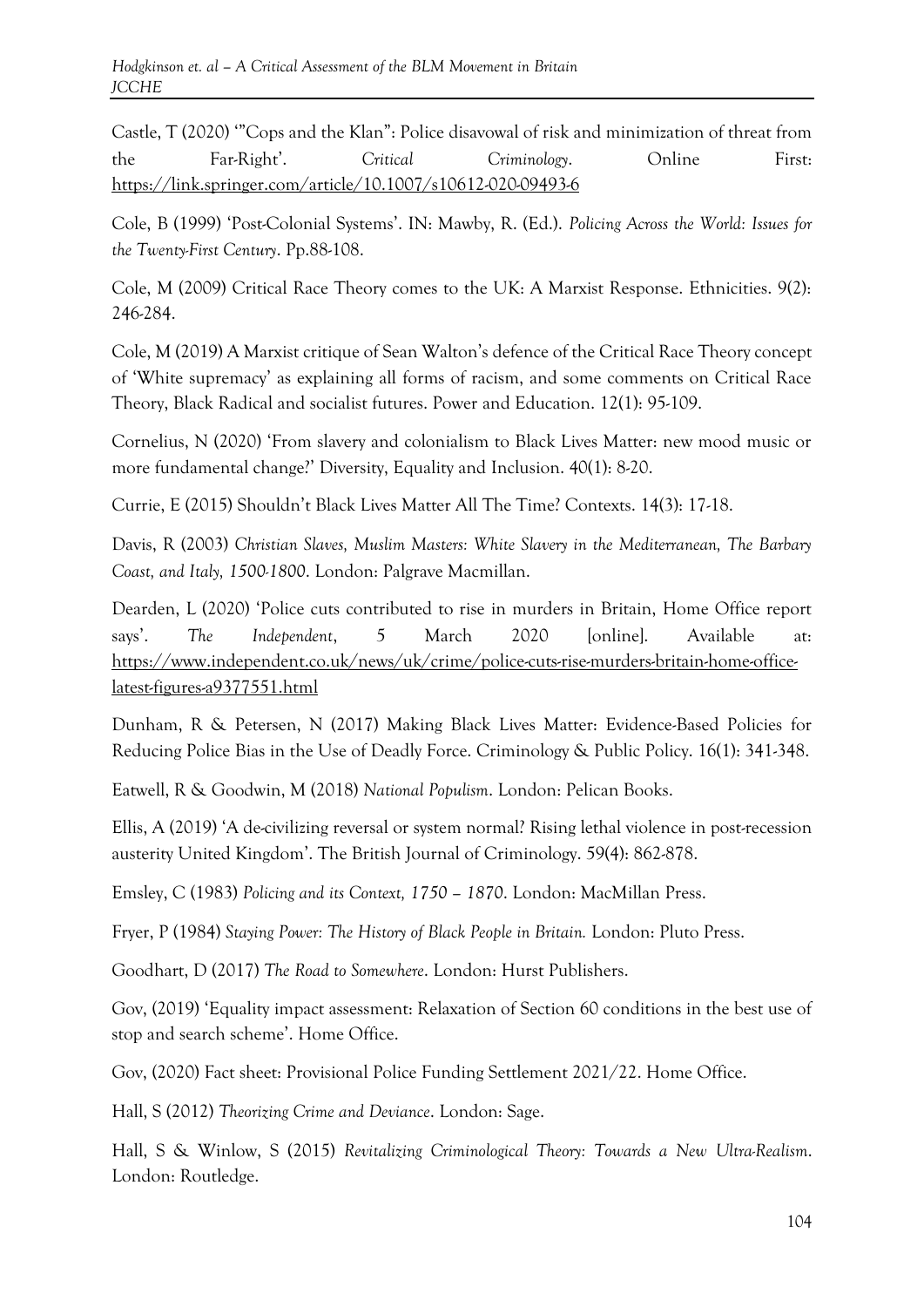Castle, T (2020) '"Cops and the Klan": Police disavowal of risk and minimization of threat from the Far-Right'. *Critical Criminology*. Online First: https://link.springer.com/article/10.1007/s10612-020-09493-6

Cole, B (1999) 'Post-Colonial Systems'. IN: Mawby, R. (Ed.). *Policing Across the World: Issues for the Twenty-First Century*. Pp.88-108.

Cole, M (2009) Critical Race Theory comes to the UK: A Marxist Response. Ethnicities. 9(2): 246-284.

Cole, M (2019) A Marxist critique of Sean Walton's defence of the Critical Race Theory concept of 'White supremacy' as explaining all forms of racism, and some comments on Critical Race Theory, Black Radical and socialist futures. Power and Education. 12(1): 95-109.

Cornelius, N (2020) 'From slavery and colonialism to Black Lives Matter: new mood music or more fundamental change?' Diversity, Equality and Inclusion. 40(1): 8-20.

Currie, E (2015) Shouldn't Black Lives Matter All The Time? Contexts. 14(3): 17-18.

Davis, R (2003) *Christian Slaves, Muslim Masters: White Slavery in the Mediterranean, The Barbary Coast, and Italy, 1500-1800*. London: Palgrave Macmillan.

Dearden, L (2020) 'Police cuts contributed to rise in murders in Britain, Home Office report says'. *The Independent*, 5 March 2020 [online]. Available at: https://www.independent.co.uk/news/uk/crime/police-cuts-rise-murders-britain-home-office-latest-figures-a9377551.html

Dunham, R & Petersen, N (2017) Making Black Lives Matter: Evidence-Based Policies for Reducing Police Bias in the Use of Deadly Force. Criminology & Public Policy. 16(1): 341-348.

Eatwell, R & Goodwin, M (2018) *National Populism*. London: Pelican Books.

Ellis, A (2019) 'A de-civilizing reversal or system normal? Rising lethal violence in post-recession austerity United Kingdom'. The British Journal of Criminology. 59(4): 862-878.

Emsley, C (1983) *Policing and its Context, 1750 – 1870*. London: MacMillan Press.

Fryer, P (1984) *Staying Power: The History of Black People in Britain.* London: Pluto Press.

Goodhart, D (2017) *The Road to Somewhere*. London: Hurst Publishers.

Gov, (2019) 'Equality impact assessment: Relaxation of Section 60 conditions in the best use of stop and search scheme'. Home Office.

Gov, (2020) Fact sheet: Provisional Police Funding Settlement 2021/22. Home Office.

Hall, S (2012) *Theorizing Crime and Deviance*. London: Sage.

Hall, S & Winlow, S (2015) *Revitalizing Criminological Theory: Towards a New Ultra-Realism*. London: Routledge.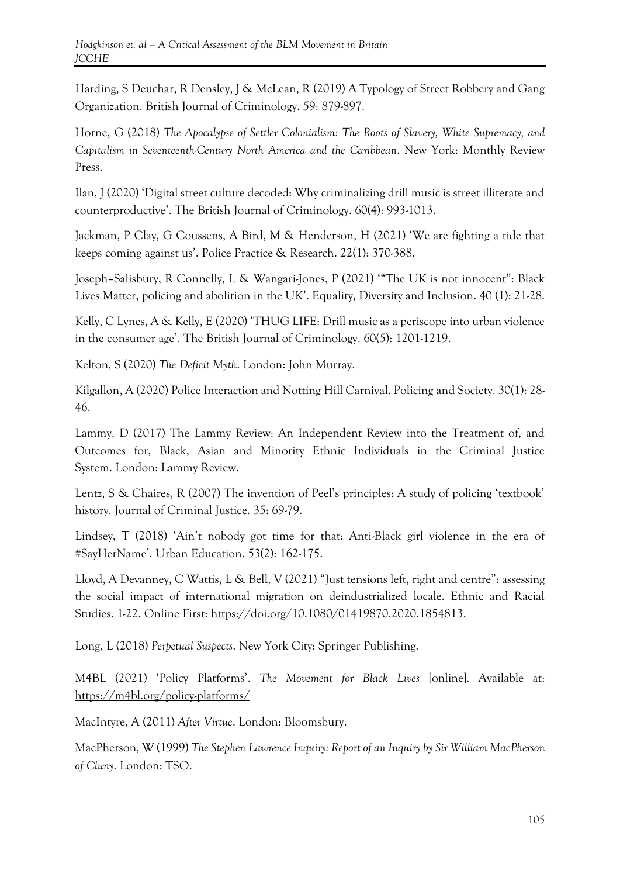Harding, S Deuchar, R Densley, J & McLean, R (2019) A Typology of Street Robbery and Gang Organization. British Journal of Criminology. 59: 879-897.

Horne, G (2018) *The Apocalypse of Settler Colonialism: The Roots of Slavery, White Supremacy, and Capitalism in Seventeenth-Century North America and the Caribbean*. New York: Monthly Review Press.

Ilan, J (2020) 'Digital street culture decoded: Why criminalizing drill music is street illiterate and counterproductive'. The British Journal of Criminology. 60(4): 993-1013.

Jackman, P Clay, G Coussens, A Bird, M & Henderson, H (2021) 'We are fighting a tide that keeps coming against us'. Police Practice & Research. 22(1): 370-388.

Joseph–Salisbury, R Connelly, L & Wangari-Jones, P (2021) '"The UK is not innocent": Black Lives Matter, policing and abolition in the UK'. Equality, Diversity and Inclusion. 40 (1): 21-28.

Kelly, C Lynes, A & Kelly, E (2020) 'THUG LIFE: Drill music as a periscope into urban violence in the consumer age'. The British Journal of Criminology. 60(5): 1201-1219.

Kelton, S (2020) *The Deficit Myth*. London: John Murray.

Kilgallon, A (2020) Police Interaction and Notting Hill Carnival. Policing and Society. 30(1): 28-46.

Lammy, D (2017) The Lammy Review: An Independent Review into the Treatment of, and Outcomes for, Black, Asian and Minority Ethnic Individuals in the Criminal Justice System. London: Lammy Review.

Lentz, S & Chaires, R (2007) The invention of Peel's principles: A study of policing 'textbook' history. Journal of Criminal Justice. 35: 69-79.

Lindsey, T (2018) 'Ain't nobody got time for that: Anti-Black girl violence in the era of #SayHerName'. Urban Education. 53(2): 162-175.

Lloyd, A Devanney, C Wattis, L & Bell, V (2021) "Just tensions left, right and centre": assessing the social impact of international migration on deindustrialized locale. Ethnic and Racial Studies. 1-22. Online First: https://doi.org/10.1080/01419870.2020.1854813.

Long, L (2018) *Perpetual Suspects*. New York City: Springer Publishing.

M4BL (2021) 'Policy Platforms'. *The Movement for Black Lives* [online]. Available at: https://m4bl.org/policy-platforms/

MacIntyre, A (2011) *After Virtue*. London: Bloomsbury.

MacPherson, W (1999) *The Stephen Lawrence Inquiry: Report of an Inquiry by Sir William MacPherson of Cluny*. London: TSO.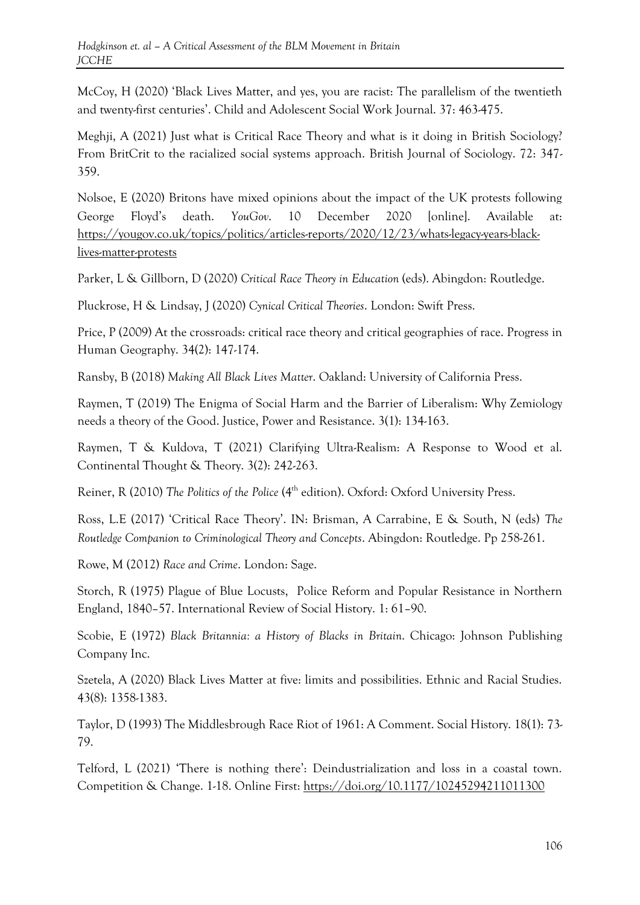McCoy, H (2020) 'Black Lives Matter, and yes, you are racist: The parallelism of the twentieth and twenty-first centuries'. Child and Adolescent Social Work Journal. 37: 463-475.

Meghji, A (2021) Just what is Critical Race Theory and what is it doing in British Sociology? From BritCrit to the racialized social systems approach. British Journal of Sociology. 72: 347-359.

Nolsoe, E (2020) Britons have mixed opinions about the impact of the UK protests following George Floyd's death. *YouGov*. 10 December 2020 [online]. Available at: https://yougov.co.uk/topics/politics/articles-reports/2020/12/23/whats-legacy-years-black-lives-matter-protests

Parker, L & Gillborn, D (2020) *Critical Race Theory in Education* (eds). Abingdon: Routledge.

Pluckrose, H & Lindsay, J (2020) *Cynical Critical Theories*. London: Swift Press.

Price, P (2009) At the crossroads: critical race theory and critical geographies of race. Progress in Human Geography. 34(2): 147-174.

Ransby, B (2018) *Making All Black Lives Matter*. Oakland: University of California Press.

Raymen, T (2019) The Enigma of Social Harm and the Barrier of Liberalism: Why Zemiology needs a theory of the Good. Justice, Power and Resistance. 3(1): 134-163.

Raymen, T & Kuldova, T (2021) Clarifying Ultra-Realism: A Response to Wood et al. Continental Thought & Theory. 3(2): 242-263.

Reiner, R (2010) *The Politics of the Police* (4th edition). Oxford: Oxford University Press.

Ross, L.E (2017) 'Critical Race Theory'. IN: Brisman, A Carrabine, E & South, N (eds) *The Routledge Companion to Criminological Theory and Concepts*. Abingdon: Routledge. Pp 258-261.

Rowe, M (2012) *Race and Crime*. London: Sage.

Storch, R (1975) Plague of Blue Locusts, Police Reform and Popular Resistance in Northern England, 1840–57. International Review of Social History. 1: 61–90.

Scobie, E (1972) *Black Britannia: a History of Blacks in Britain*. Chicago: Johnson Publishing Company Inc.

Szetela, A (2020) Black Lives Matter at five: limits and possibilities. Ethnic and Racial Studies. 43(8): 1358-1383.

Taylor, D (1993) The Middlesbrough Race Riot of 1961: A Comment. Social History. 18(1): 73-79.

Telford, L (2021) 'There is nothing there': Deindustrialization and loss in a coastal town. Competition & Change. 1-18. Online First: https://doi.org/10.1177/10245294211011300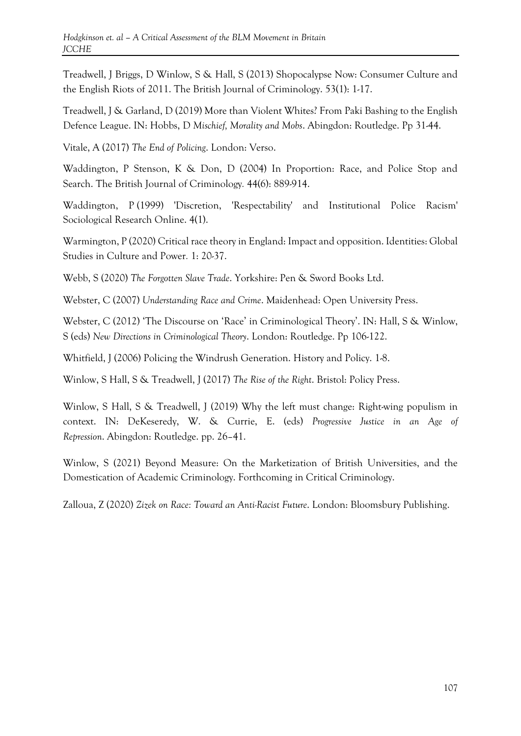Treadwell, J Briggs, D Winlow, S & Hall, S (2013) Shopocalypse Now: Consumer Culture and the English Riots of 2011. The British Journal of Criminology. 53(1): 1-17.

Treadwell, J & Garland, D (2019) More than Violent Whites? From Paki Bashing to the English Defence League. IN: Hobbs, D *Mischief, Morality and Mobs*. Abingdon: Routledge. Pp 31-44.

Vitale, A (2017) *The End of Policing*. London: Verso.

Waddington, P Stenson, K & Don, D (2004) In Proportion: Race, and Police Stop and Search. The British Journal of Criminology. 44(6): 889-914.

Waddington, P (1999) 'Discretion, 'Respectability' and Institutional Police Racism' Sociological Research Online. 4(1).

Warmington, P (2020) Critical race theory in England: Impact and opposition. Identities: Global Studies in Culture and Power. 1: 20-37.

Webb, S (2020) *The Forgotten Slave Trade*. Yorkshire: Pen & Sword Books Ltd.

Webster, C (2007) *Understanding Race and Crime*. Maidenhead: Open University Press.

Webster, C (2012) 'The Discourse on 'Race' in Criminological Theory'. IN: Hall, S & Winlow, S (eds) *New Directions in Criminological Theory*. London: Routledge. Pp 106-122.

Whitfield, J (2006) Policing the Windrush Generation. History and Policy. 1-8.

Winlow, S Hall, S & Treadwell, J (2017) *The Rise of the Right*. Bristol: Policy Press.

Winlow, S Hall, S & Treadwell, J (2019) Why the left must change: Right-wing populism in context. IN: DeKeseredy, W. & Currie, E. (eds) *Progressive Justice in an Age of Repression*. Abingdon: Routledge. pp. 26–41.

Winlow, S (2021) Beyond Measure: On the Marketization of British Universities, and the Domestication of Academic Criminology. Forthcoming in Critical Criminology.

Zalloua, Z (2020) *Zizek on Race: Toward an Anti-Racist Future*. London: Bloomsbury Publishing.